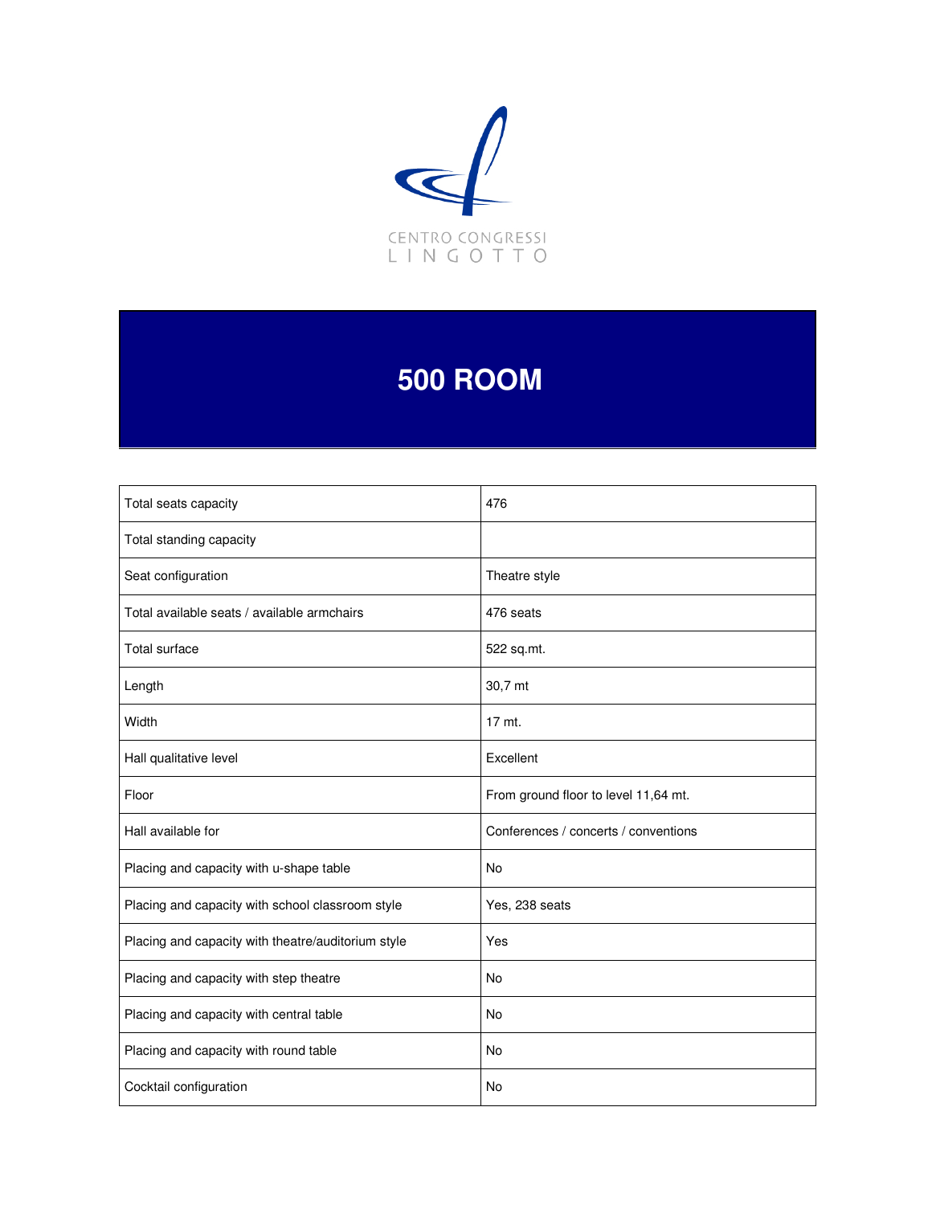CENTRO CONGRESSI
LINGOTTO

# 500 ROOM

| | |
|---|---|
| Total seats capacity | 476 |
| Total standing capacity | |
| Seat configuration | Theatre style |
| Total available seats / available armchairs | 476 seats |
| Total surface | 522 sq.mt. |
| Length | 30,7 mt |
| Width | 17 mt. |
| Hall qualitative level | Excellent |
| Floor | From ground floor to level 11,64 mt. |
| Hall available for | Conferences / concerts / conventions |
| Placing and capacity with u-shape table | No |
| Placing and capacity with school classroom style | Yes, 238 seats |
| Placing and capacity with theatre/auditorium style | Yes |
| Placing and capacity with step theatre | No |
| Placing and capacity with central table | No |
| Placing and capacity with round table | No |
| Cocktail configuration | No |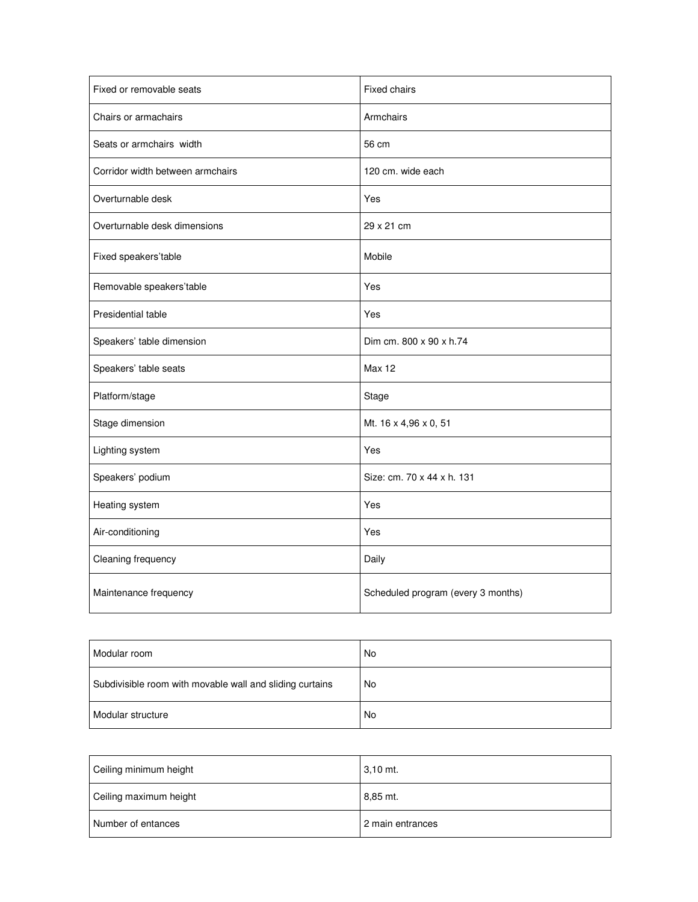| Fixed or removable seats | Fixed chairs |
| --- | --- |
| Chairs or armachairs | Armchairs |
| Seats or armchairs  width | 56 cm |
| Corridor width between armchairs | 120 cm. wide each |
| Overturnable desk | Yes |
| Overturnable desk dimensions | 29 x 21 cm |
| Fixed speakers’table | Mobile |
| Removable speakers’table | Yes |
| Presidential table | Yes |
| Speakers’ table dimension | Dim cm. 800 x 90 x h.74 |
| Speakers’ table seats | Max 12 |
| Platform/stage | Stage |
| Stage dimension | Mt. 16 x 4,96 x 0, 51 |
| Lighting system | Yes |
| Speakers’ podium | Size: cm. 70 x 44 x h. 131 |
| Heating system | Yes |
| Air-conditioning | Yes |
| Cleaning frequency | Daily |
| Maintenance frequency | Scheduled program (every 3 months) |

| Modular room | No |
| --- | --- |
| Subdivisible room with movable wall and sliding curtains | No |
| Modular structure | No |

| Ceiling minimum height | 3,10 mt. |
| --- | --- |
| Ceiling maximum height | 8,85 mt. |
| Number of entances | 2 main entrances |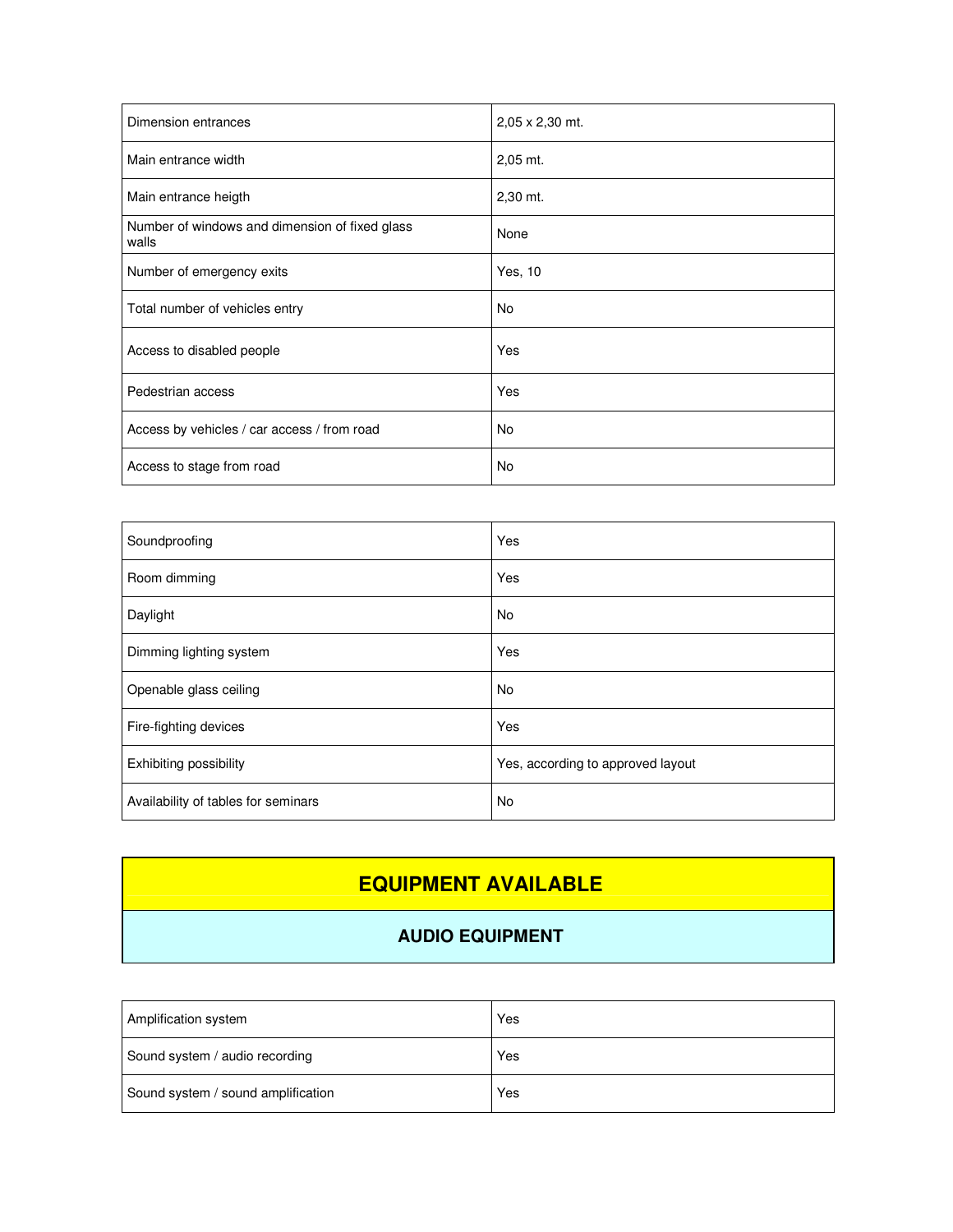| | |
|---|---|
| Dimension entrances | 2,05 x 2,30 mt. |
| Main entrance width | 2,05 mt. |
| Main entrance heigth | 2,30 mt. |
| Number of windows and dimension of fixed glass walls | None |
| Number of emergency exits | Yes, 10 |
| Total number of vehicles entry | No |
| Access to disabled people | Yes |
| Pedestrian access | Yes |
| Access by vehicles / car access / from road | No |
| Access to stage from road | No |

| | |
|---|---|
| Soundproofing | Yes |
| Room dimming | Yes |
| Daylight | No |
| Dimming lighting system | Yes |
| Openable glass ceiling | No |
| Fire-fighting devices | Yes |
| Exhibiting possibility | Yes, according to approved layout |
| Availability of tables for seminars | No |

## EQUIPMENT AVAILABLE

### AUDIO EQUIPMENT

| | |
|---|---|
| Amplification system | Yes |
| Sound system / audio recording | Yes |
| Sound system / sound amplification | Yes |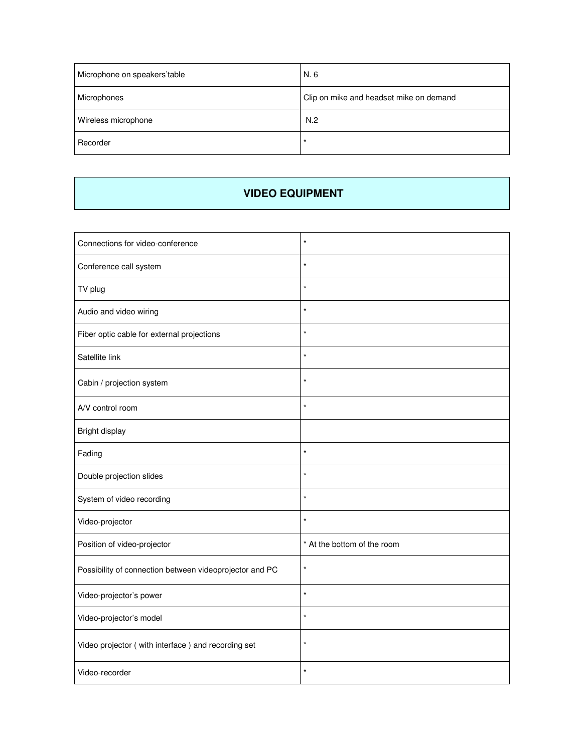| | |
|---|---|
| Microphone on speakers'table | N. 6 |
| Microphones | Clip on mike and headset mike on demand |
| Wireless microphone | N.2 |
| Recorder | * |

## VIDEO EQUIPMENT

| | |
|---|---|
| Connections for video-conference | * |
| Conference call system | * |
| TV plug | * |
| Audio and video wiring | * |
| Fiber optic cable for external projections | * |
| Satellite link | * |
| Cabin / projection system | * |
| A/V control room | * |
| Bright display | |
| Fading | * |
| Double projection slides | * |
| System of video recording | * |
| Video-projector | * |
| Position of video-projector | * At the bottom of the room |
| Possibility of connection between videoprojector and PC | * |
| Video-projector's power | * |
| Video-projector's model | * |
| Video projector ( with interface ) and recording set | * |
| Video-recorder | * |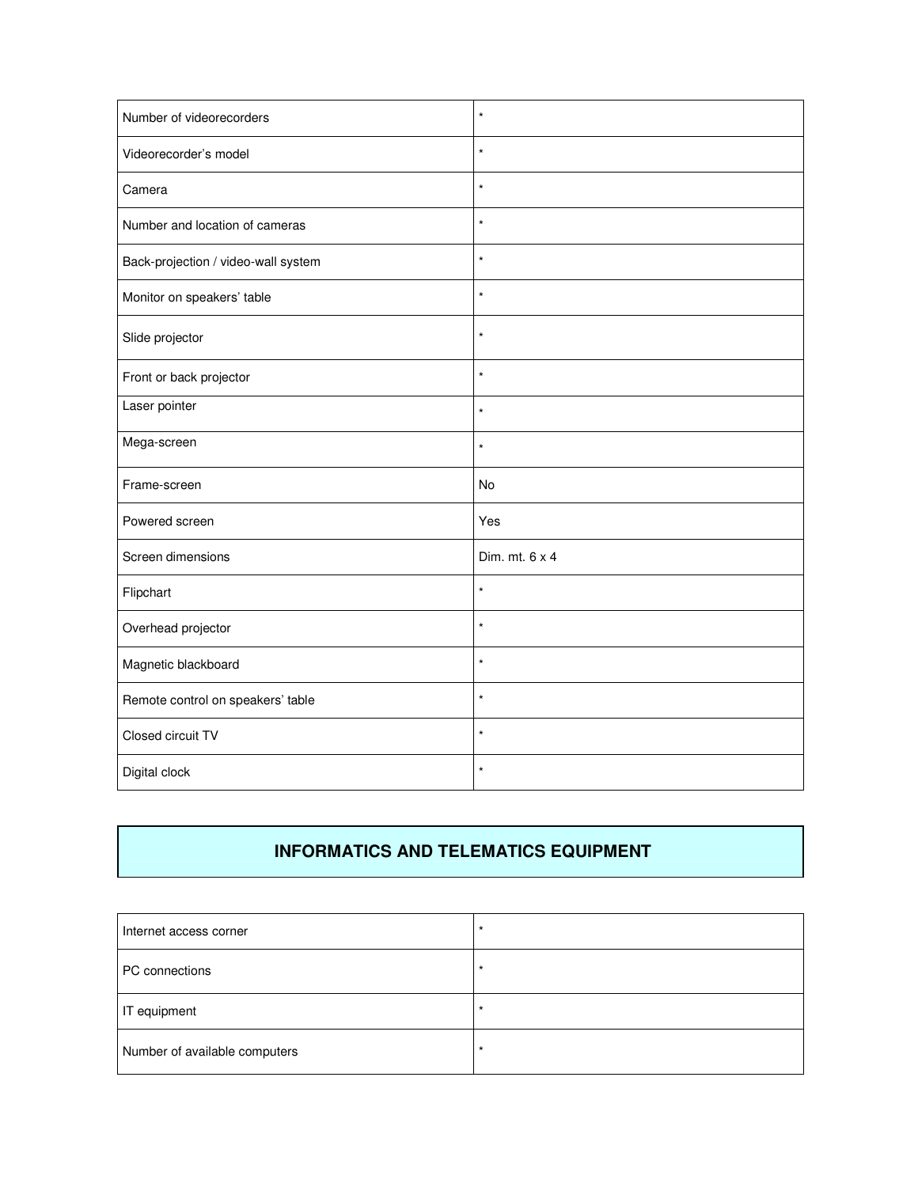| | |
|---|---|
| Number of videorecorders | * |
| Videorecorder's model | * |
| Camera | * |
| Number and location of cameras | * |
| Back-projection / video-wall system | * |
| Monitor on speakers' table | * |
| Slide projector | * |
| Front or back projector | * |
| Laser pointer | * |
| Mega-screen | * |
| Frame-screen | No |
| Powered screen | Yes |
| Screen dimensions | Dim. mt. 6 x 4 |
| Flipchart | * |
| Overhead projector | * |
| Magnetic blackboard | * |
| Remote control on speakers' table | * |
| Closed circuit TV | * |
| Digital clock | * |

## INFORMATICS AND TELEMATICS EQUIPMENT

| | |
|---|---|
| Internet access corner | * |
| PC connections | * |
| IT equipment | * |
| Number of available computers | * |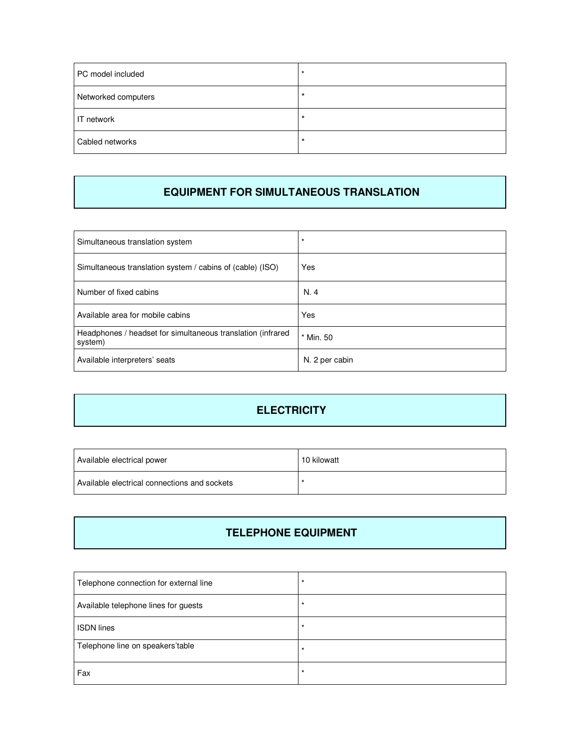| | |
|---|---|
| PC model included | * |
| Networked computers | * |
| IT network | * |
| Cabled networks | * |

## EQUIPMENT FOR SIMULTANEOUS TRANSLATION

| | |
|---|---|
| Simultaneous translation system | * |
| Simultaneous translation system / cabins of (cable) (ISO) | Yes |
| Number of fixed cabins | N. 4 |
| Available area for mobile cabins | Yes |
| Headphones / headset for simultaneous translation (infrared system) | * Min. 50 |
| Available interpreters' seats | N. 2 per cabin |

## ELECTRICITY

| | |
|---|---|
| Available electrical power | 10 kilowatt |
| Available electrical connections and sockets | * |

## TELEPHONE EQUIPMENT

| | |
|---|---|
| Telephone connection for external line | * |
| Available telephone lines for guests | * |
| ISDN lines | * |
| Telephone line on speakers'table | * |
| Fax | * |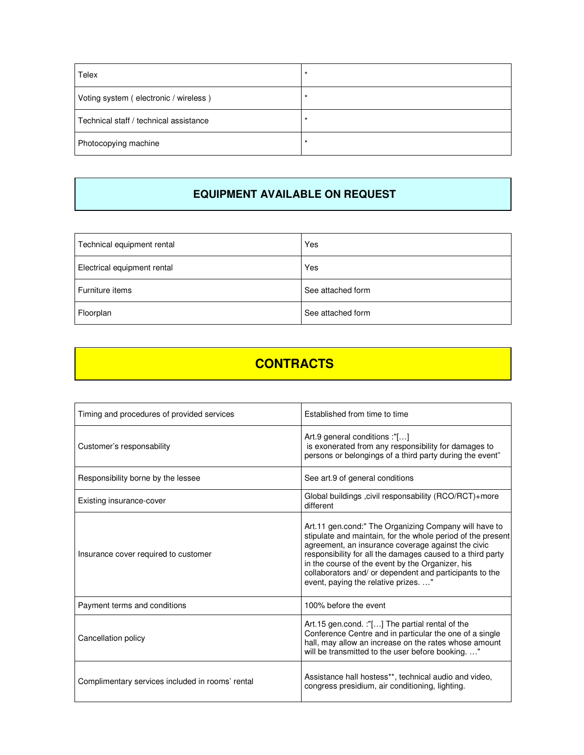| | |
|---|---|
| Telex | * |
| Voting system ( electronic / wireless ) | * |
| Technical staff / technical assistance | * |
| Photocopying machine | * |

## EQUIPMENT AVAILABLE ON REQUEST

| | |
|---|---|
| Technical equipment rental | Yes |
| Electrical equipment rental | Yes |
| Furniture items | See attached form |
| Floorplan | See attached form |

## CONTRACTS

| | |
|---|---|
| Timing and procedures of provided services | Established from time to time |
| Customer's responsability | Art.9 general conditions :"[…] is exonerated from any responsibility for damages to persons or belongings of a third party during the event" |
| Responsibility borne by the lessee | See art.9 of general conditions |
| Existing insurance-cover | Global buildings ,civil responsability (RCO/RCT)+more different |
| Insurance cover required to customer | Art.11 gen.cond:" The Organizing Company will have to stipulate and maintain, for the whole period of the present agreement, an insurance coverage against the civic responsibility for all the damages caused to a third party in the course of the event by the Organizer, his collaborators and/ or dependent and participants to the event, paying the relative prizes. …" |
| Payment terms and conditions | 100% before the event |
| Cancellation policy | Art.15 gen.cond. :"[…] The partial rental of the Conference Centre and in particular the one of a single hall, may allow an increase on the rates whose amount will be transmitted to the user before booking. …" |
| Complimentary services included in rooms' rental | Assistance hall hostess**, technical audio and video, congress presidium, air conditioning, lighting. |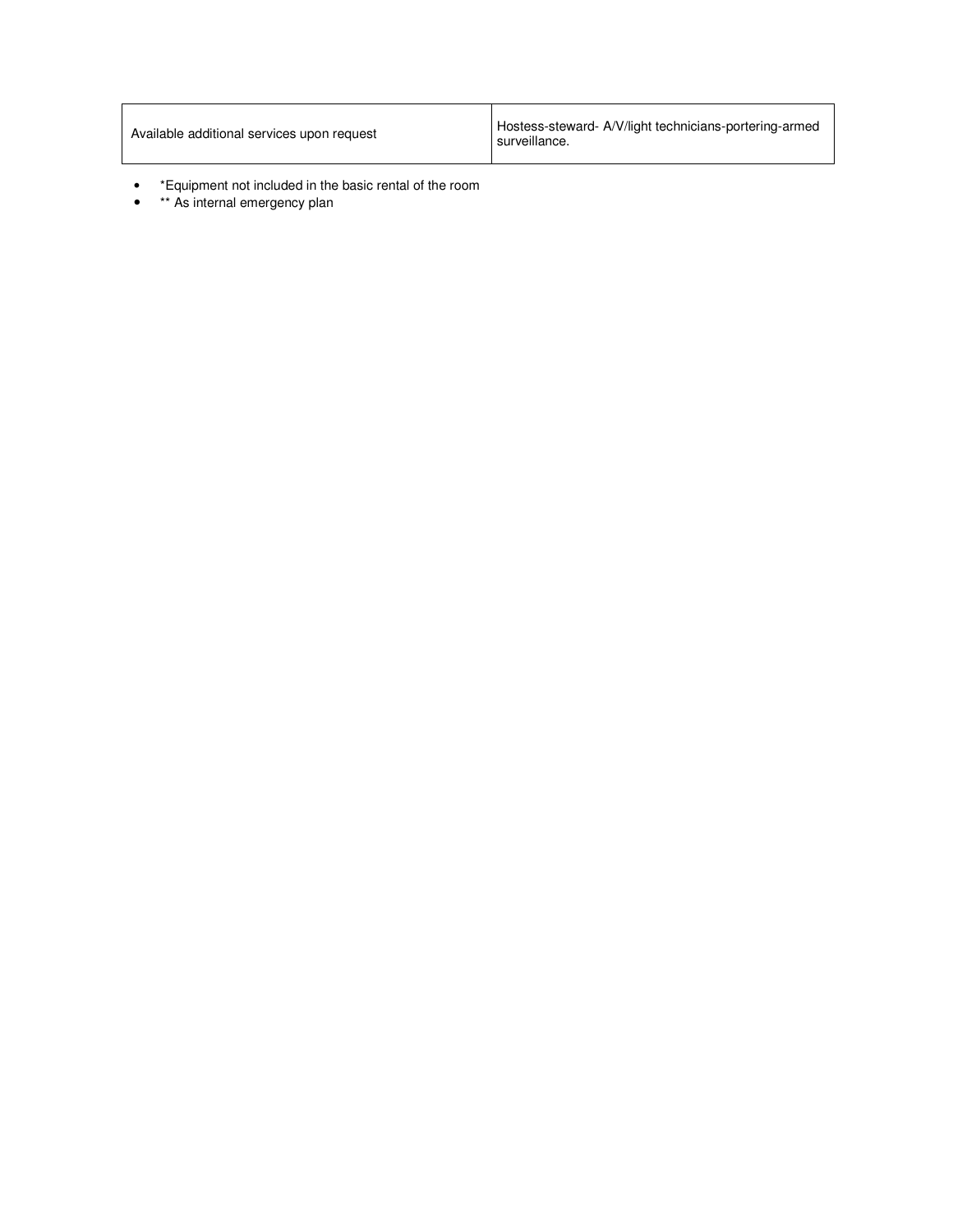| | |
|---|---|
| Available additional services upon request | Hostess-steward- A/V/light technicians-portering-armed surveillance. |

- *Equipment not included in the basic rental of the room
- ** As internal emergency plan